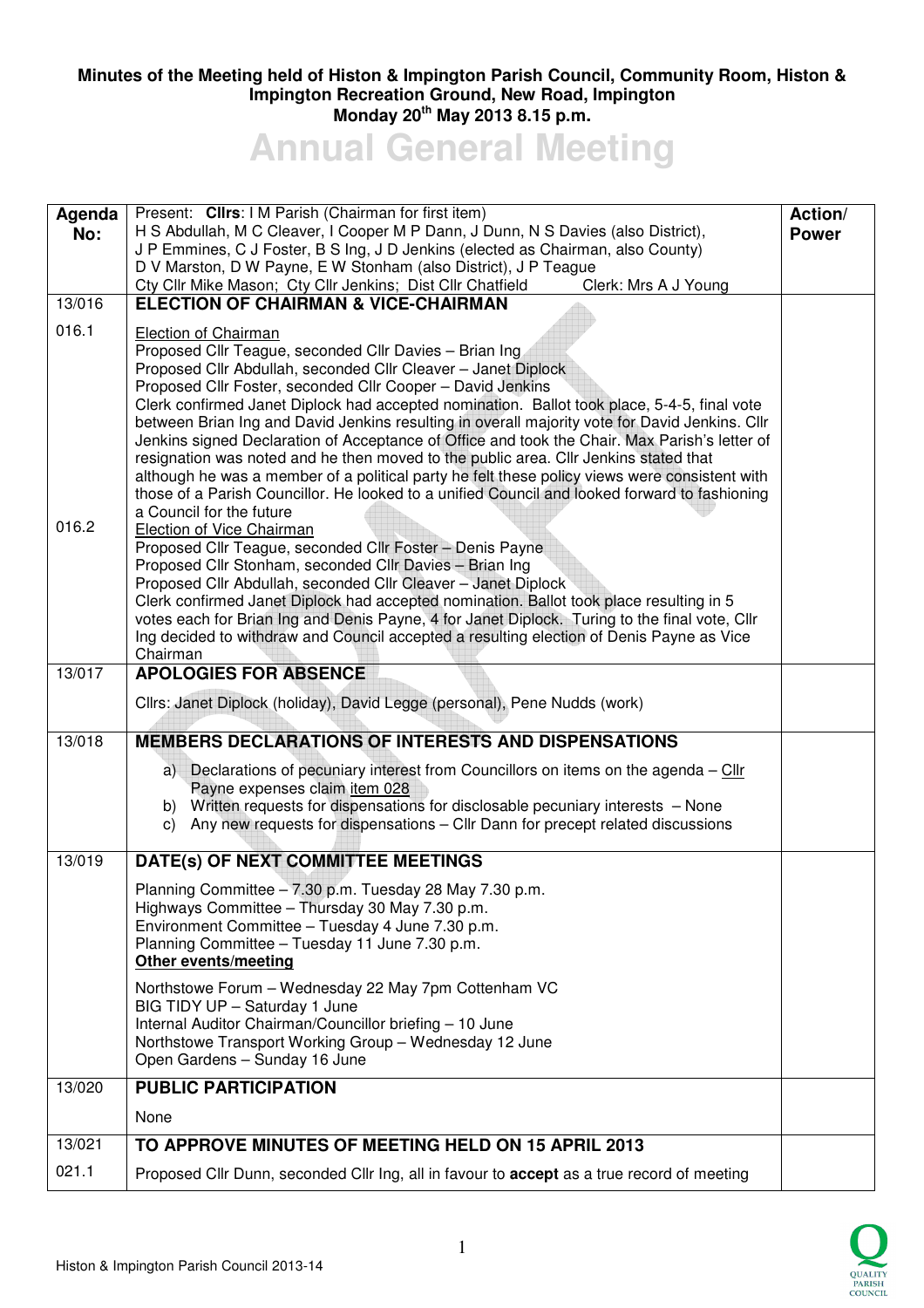**Minutes of the Meeting held of Histon & Impington Parish Council, Community Room, Histon & Impington Recreation Ground, New Road, Impington**
**Monday 20th May 2013 8.15 p.m.**

# Annual General Meeting

| Agenda No: | Present: **Cllrs**: I M Parish (Chairman for first item)<br>H S Abdullah, M C Cleaver, I Cooper M P Dann, J Dunn, N S Davies (also District), J P Emmines, C J Foster, B S Ing, J D Jenkins (elected as Chairman, also County) D V Marston, D W Payne, E W Stonham (also District), J P Teague<br>Cty Cllr Mike Mason; Cty Cllr Jenkins; Dist Cllr Chatfield Clerk: Mrs A J Young | Action/ Power |
|---|---|---|
| 13/016 | **ELECTION OF CHAIRMAN & VICE-CHAIRMAN** | |
| 016.1 | Election of Chairman<br>Proposed Cllr Teague, seconded Cllr Davies – Brian Ing<br>Proposed Cllr Abdullah, seconded Cllr Cleaver – Janet Diplock<br>Proposed Cllr Foster, seconded Cllr Cooper – David Jenkins<br>Clerk confirmed Janet Diplock had accepted nomination. Ballot took place, 5-4-5, final vote between Brian Ing and David Jenkins resulting in overall majority vote for David Jenkins. Cllr Jenkins signed Declaration of Acceptance of Office and took the Chair. Max Parish's letter of resignation was noted and he then moved to the public area. Cllr Jenkins stated that although he was a member of a political party he felt these policy views were consistent with those of a Parish Councillor. He looked to a unified Council and looked forward to fashioning a Council for the future | |
| 016.2 | Election of Vice Chairman<br>Proposed Cllr Teague, seconded Cllr Foster – Denis Payne<br>Proposed Cllr Stonham, seconded Cllr Davies – Brian Ing<br>Proposed Cllr Abdullah, seconded Cllr Cleaver – Janet Diplock<br>Clerk confirmed Janet Diplock had accepted nomination. Ballot took place resulting in 5 votes each for Brian Ing and Denis Payne, 4 for Janet Diplock. Turing to the final vote, Cllr Ing decided to withdraw and Council accepted a resulting election of Denis Payne as Vice Chairman | |
| 13/017 | **APOLOGIES FOR ABSENCE**<br><br>Cllrs: Janet Diplock (holiday), David Legge (personal), Pene Nudds (work) | |
| 13/018 | **MEMBERS DECLARATIONS OF INTERESTS AND DISPENSATIONS**<br><br>a) Declarations of pecuniary interest from Councillors on items on the agenda – Cllr Payne expenses claim item 028<br>b) Written requests for dispensations for disclosable pecuniary interests – None<br>c) Any new requests for dispensations – Cllr Dann for precept related discussions | |
| 13/019 | **DATE(s) OF NEXT COMMITTEE MEETINGS**<br><br>Planning Committee – 7.30 p.m. Tuesday 28 May 7.30 p.m.<br>Highways Committee – Thursday 30 May 7.30 p.m.<br>Environment Committee – Tuesday 4 June 7.30 p.m.<br>Planning Committee – Tuesday 11 June 7.30 p.m.<br>**Other events/meeting**<br><br>Northstowe Forum – Wednesday 22 May 7pm Cottenham VC<br>BIG TIDY UP – Saturday 1 June<br>Internal Auditor Chairman/Councillor briefing – 10 June<br>Northstowe Transport Working Group – Wednesday 12 June<br>Open Gardens – Sunday 16 June | |
| 13/020 | **PUBLIC PARTICIPATION**<br><br>None | |
| 13/021 | **TO APPROVE MINUTES OF MEETING HELD ON 15 APRIL 2013** | |
| 021.1 | Proposed Cllr Dunn, seconded Cllr Ing, all in favour to **accept** as a true record of meeting | |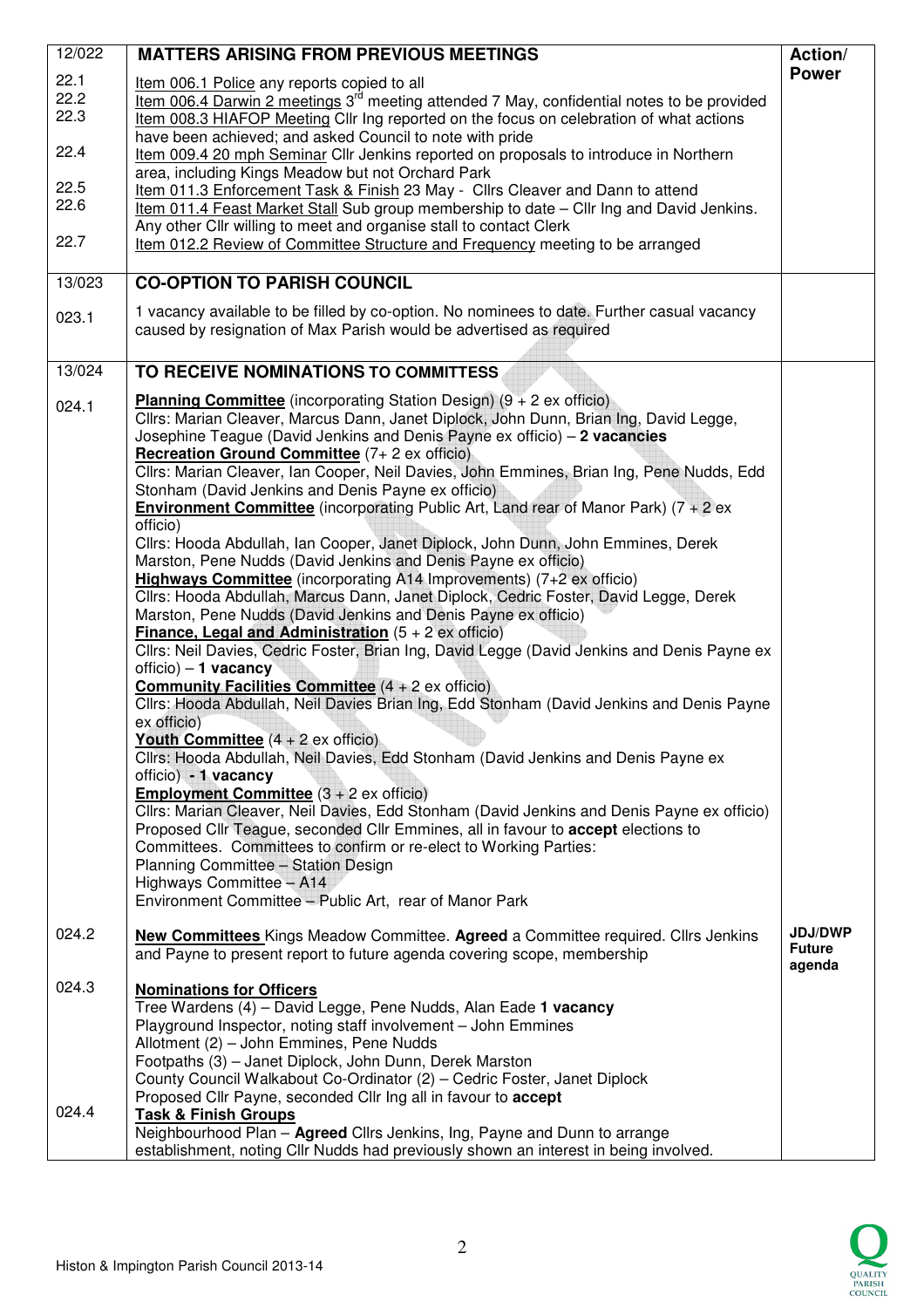| 12/022 | **MATTERS ARISING FROM PREVIOUS MEETINGS** | **Action/ Power** |
|---|---|---|
| 22.1 | Item 006.1 Police any reports copied to all | |
| 22.2 | Item 006.4 Darwin 2 meetings 3rd meeting attended 7 May, confidential notes to be provided | |
| 22.3 | Item 008.3 HIAFOP Meeting Cllr Ing reported on the focus on celebration of what actions have been achieved; and asked Council to note with pride | |
| 22.4 | Item 009.4 20 mph Seminar Cllr Jenkins reported on proposals to introduce in Northern area, including Kings Meadow but not Orchard Park | |
| 22.5 | Item 011.3 Enforcement Task & Finish 23 May - Cllrs Cleaver and Dann to attend | |
| 22.6 | Item 011.4 Feast Market Stall Sub group membership to date – Cllr Ing and David Jenkins. Any other Cllr willing to meet and organise stall to contact Clerk | |
| 22.7 | Item 012.2 Review of Committee Structure and Frequency meeting to be arranged | |
| 13/023 | **CO-OPTION TO PARISH COUNCIL** | |
| 023.1 | 1 vacancy available to be filled by co-option. No nominees to date. Further casual vacancy caused by resignation of Max Parish would be advertised as required | |
| 13/024 | **TO RECEIVE NOMINATIONS TO COMMITTESS** | |
| 024.1 | **Planning Committee** (incorporating Station Design) (9 + 2 ex officio) Cllrs: Marian Cleaver, Marcus Dann, Janet Diplock, John Dunn, Brian Ing, David Legge, Josephine Teague (David Jenkins and Denis Payne ex officio) – **2 vacancies**<br>**Recreation Ground Committee** (7+ 2 ex officio) Cllrs: Marian Cleaver, Ian Cooper, Neil Davies, John Emmines, Brian Ing, Pene Nudds, Edd Stonham (David Jenkins and Denis Payne ex officio)<br>**Environment Committee** (incorporating Public Art, Land rear of Manor Park) (7 + 2 ex officio) Cllrs: Hooda Abdullah, Ian Cooper, Janet Diplock, John Dunn, John Emmines, Derek Marston, Pene Nudds (David Jenkins and Denis Payne ex officio)<br>**Highways Committee** (incorporating A14 Improvements) (7+2 ex officio) Cllrs: Hooda Abdullah, Marcus Dann, Janet Diplock, Cedric Foster, David Legge, Derek Marston, Pene Nudds (David Jenkins and Denis Payne ex officio)<br>**Finance, Legal and Administration** (5 + 2 ex officio) Cllrs: Neil Davies, Cedric Foster, Brian Ing, David Legge (David Jenkins and Denis Payne ex officio) – **1 vacancy**<br>**Community Facilities Committee** (4 + 2 ex officio) Cllrs: Hooda Abdullah, Neil Davies Brian Ing, Edd Stonham (David Jenkins and Denis Payne ex officio)<br>**Youth Committee** (4 + 2 ex officio) Cllrs: Hooda Abdullah, Neil Davies, Edd Stonham (David Jenkins and Denis Payne ex officio) **- 1 vacancy**<br>**Employment Committee** (3 + 2 ex officio) Cllrs: Marian Cleaver, Neil Davies, Edd Stonham (David Jenkins and Denis Payne ex officio)<br>Proposed Cllr Teague, seconded Cllr Emmines, all in favour to **accept** elections to Committees. Committees to confirm or re-elect to Working Parties:<br>Planning Committee – Station Design<br>Highways Committee – A14<br>Environment Committee – Public Art, rear of Manor Park | |
| 024.2 | **New Committees** Kings Meadow Committee. **Agreed** a Committee required. Cllrs Jenkins and Payne to present report to future agenda covering scope, membership | **JDJ/DWP Future agenda** |
| 024.3 | **Nominations for Officers**<br>Tree Wardens (4) – David Legge, Pene Nudds, Alan Eade **1 vacancy**<br>Playground Inspector, noting staff involvement – John Emmines<br>Allotment (2) – John Emmines, Pene Nudds<br>Footpaths (3) – Janet Diplock, John Dunn, Derek Marston<br>County Council Walkabout Co-Ordinator (2) – Cedric Foster, Janet Diplock<br>Proposed Cllr Payne, seconded Cllr Ing all in favour to **accept** | |
| 024.4 | **Task & Finish Groups**<br>Neighbourhood Plan – **Agreed** Cllrs Jenkins, Ing, Payne and Dunn to arrange establishment, noting Cllr Nudds had previously shown an interest in being involved. | |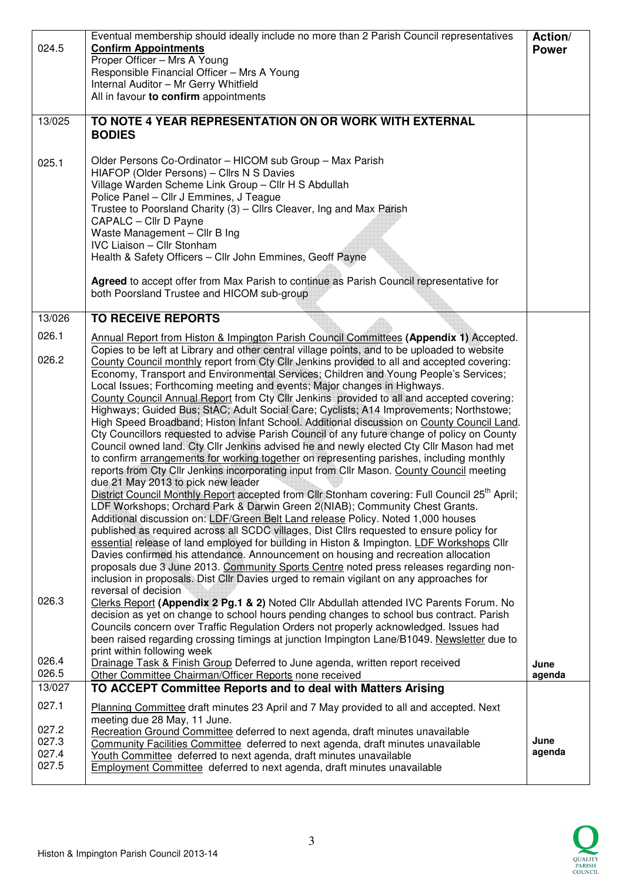| | | Action/ Power |
|---|---|---|
| 024.5 | Eventual membership should ideally include no more than 2 Parish Council representatives<br>**Confirm Appointments**<br>Proper Officer – Mrs A Young<br>Responsible Financial Officer – Mrs A Young<br>Internal Auditor – Mr Gerry Whitfield<br>All in favour **to confirm** appointments | |
| 13/025 | **TO NOTE 4 YEAR REPRESENTATION ON OR WORK WITH EXTERNAL BODIES** | |
| 025.1 | Older Persons Co-Ordinator – HICOM sub Group – Max Parish<br>HIAFOP (Older Persons) – Cllrs N S Davies<br>Village Warden Scheme Link Group – Cllr H S Abdullah<br>Police Panel – Cllr J Emmines, J Teague<br>Trustee to Poorsland Charity (3) – Cllrs Cleaver, Ing and Max Parish<br>CAPALC – Cllr D Payne<br>Waste Management – Cllr B Ing<br>IVC Liaison – Cllr Stonham<br>Health & Safety Officers – Cllr John Emmines, Geoff Payne<br><br>**Agreed** to accept offer from Max Parish to continue as Parish Council representative for both Poorsland Trustee and HICOM sub-group | |
| 13/026 | **TO RECEIVE REPORTS** | |
| 026.1 | Annual Report from Histon & Impington Parish Council Committees **(Appendix 1)** Accepted. Copies to be left at Library and other central village points, and to be uploaded to website | |
| 026.2 | County Council monthly report from Cty Cllr Jenkins provided to all and accepted covering: Economy, Transport and Environmental Services; Children and Young People's Services; Local Issues; Forthcoming meeting and events; Major changes in Highways.<br>County Council Annual Report from Cty Cllr Jenkins provided to all and accepted covering: Highways; Guided Bus; StAC; Adult Social Care; Cyclists; A14 Improvements; Northstowe; High Speed Broadband; Histon Infant School. Additional discussion on County Council Land. Cty Councillors requested to advise Parish Council of any future change of policy on County Council owned land. Cty Cllr Jenkins advised he and newly elected Cty Cllr Mason had met to confirm arrangements for working together on representing parishes, including monthly reports from Cty Cllr Jenkins incorporating input from Cllr Mason. County Council meeting due 21 May 2013 to pick new leader<br>District Council Monthly Report accepted from Cllr Stonham covering: Full Council 25th April; LDF Workshops; Orchard Park & Darwin Green 2(NIAB); Community Chest Grants. Additional discussion on: LDF/Green Belt Land release Policy. Noted 1,000 houses published as required across all SCDC villages, Dist Cllrs requested to ensure policy for essential release of land employed for building in Histon & Impington. LDF Workshops Cllr Davies confirmed his attendance. Announcement on housing and recreation allocation proposals due 3 June 2013. Community Sports Centre noted press releases regarding non-inclusion in proposals. Dist Cllr Davies urged to remain vigilant on any approaches for reversal of decision | |
| 026.3 | Clerks Report **(Appendix 2 Pg.1 & 2)** Noted Cllr Abdullah attended IVC Parents Forum. No decision as yet on change to school hours pending changes to school bus contract. Parish Councils concern over Traffic Regulation Orders not properly acknowledged. Issues had been raised regarding crossing timings at junction Impington Lane/B1049. Newsletter due to print within following week | |
| 026.4 | Drainage Task & Finish Group Deferred to June agenda, written report received | **June agenda** |
| 026.5 | Other Committee Chairman/Officer Reports none received | |
| 13/027 | **TO ACCEPT Committee Reports and to deal with Matters Arising** | |
| 027.1 | Planning Committee draft minutes 23 April and 7 May provided to all and accepted. Next meeting due 28 May, 11 June. | |
| 027.2 | Recreation Ground Committee deferred to next agenda, draft minutes unavailable | **June agenda** |
| 027.3 | Community Facilities Committee deferred to next agenda, draft minutes unavailable | |
| 027.4 | Youth Committee deferred to next agenda, draft minutes unavailable | |
| 027.5 | Employment Committee deferred to next agenda, draft minutes unavailable | |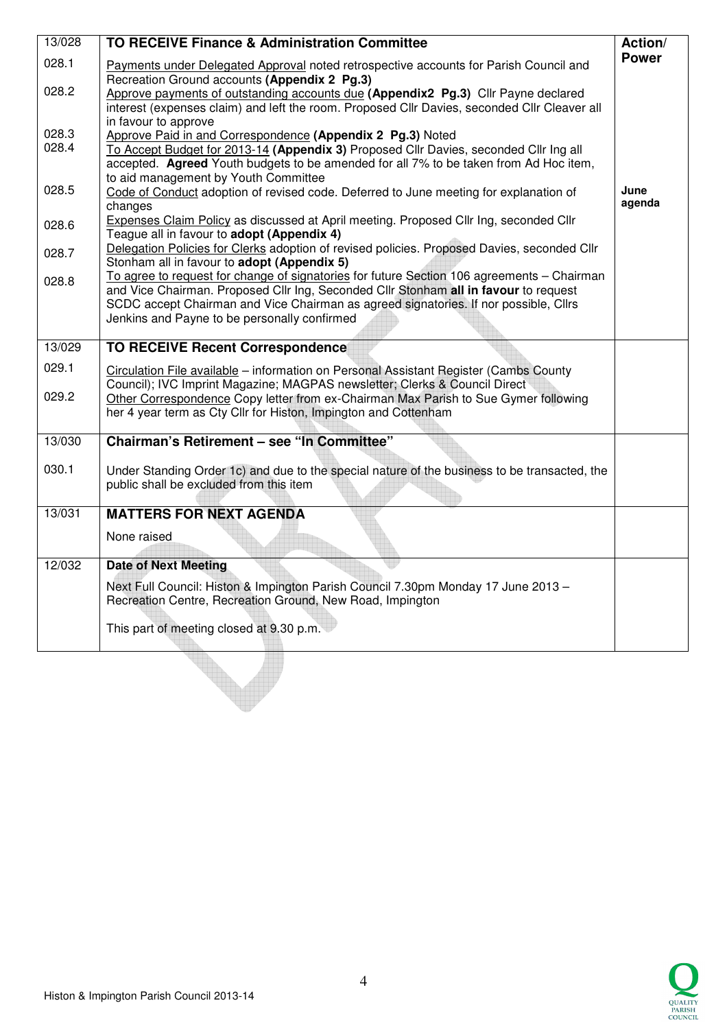| 13/028 | **TO RECEIVE Finance & Administration Committee** | **Action/ Power** |
|---|---|---|
| 028.1 | Payments under Delegated Approval noted retrospective accounts for Parish Council and Recreation Ground accounts **(Appendix 2 Pg.3)** | |
| 028.2 | Approve payments of outstanding accounts due **(Appendix2 Pg.3)** Cllr Payne declared interest (expenses claim) and left the room. Proposed Cllr Davies, seconded Cllr Cleaver all in favour to approve | |
| 028.3 | Approve Paid in and Correspondence **(Appendix 2 Pg.3)** Noted | |
| 028.4 | To Accept Budget for 2013-14 **(Appendix 3)** Proposed Cllr Davies, seconded Cllr Ing all accepted. **Agreed** Youth budgets to be amended for all 7% to be taken from Ad Hoc item, to aid management by Youth Committee | |
| 028.5 | Code of Conduct adoption of revised code. Deferred to June meeting for explanation of changes | **June agenda** |
| 028.6 | Expenses Claim Policy as discussed at April meeting. Proposed Cllr Ing, seconded Cllr Teague all in favour to **adopt (Appendix 4)** | |
| 028.7 | Delegation Policies for Clerks adoption of revised policies. Proposed Davies, seconded Cllr Stonham all in favour to **adopt (Appendix 5)** | |
| 028.8 | To agree to request for change of signatories for future Section 106 agreements – Chairman and Vice Chairman. Proposed Cllr Ing, Seconded Cllr Stonham **all in favour** to request SCDC accept Chairman and Vice Chairman as agreed signatories. If nor possible, Cllrs Jenkins and Payne to be personally confirmed | |
| 13/029 | **TO RECEIVE Recent Correspondence** | |
| 029.1 | Circulation File available – information on Personal Assistant Register (Cambs County Council); IVC Imprint Magazine; MAGPAS newsletter; Clerks & Council Direct | |
| 029.2 | Other Correspondence Copy letter from ex-Chairman Max Parish to Sue Gymer following her 4 year term as Cty Cllr for Histon, Impington and Cottenham | |
| 13/030 | **Chairman's Retirement – see "In Committee"** | |
| 030.1 | Under Standing Order 1c) and due to the special nature of the business to be transacted, the public shall be excluded from this item | |
| 13/031 | **MATTERS FOR NEXT AGENDA** | |
| | None raised | |
| 12/032 | **Date of Next Meeting** | |
| | Next Full Council: Histon & Impington Parish Council 7.30pm Monday 17 June 2013 – Recreation Centre, Recreation Ground, New Road, Impington<br><br>This part of meeting closed at 9.30 p.m. | |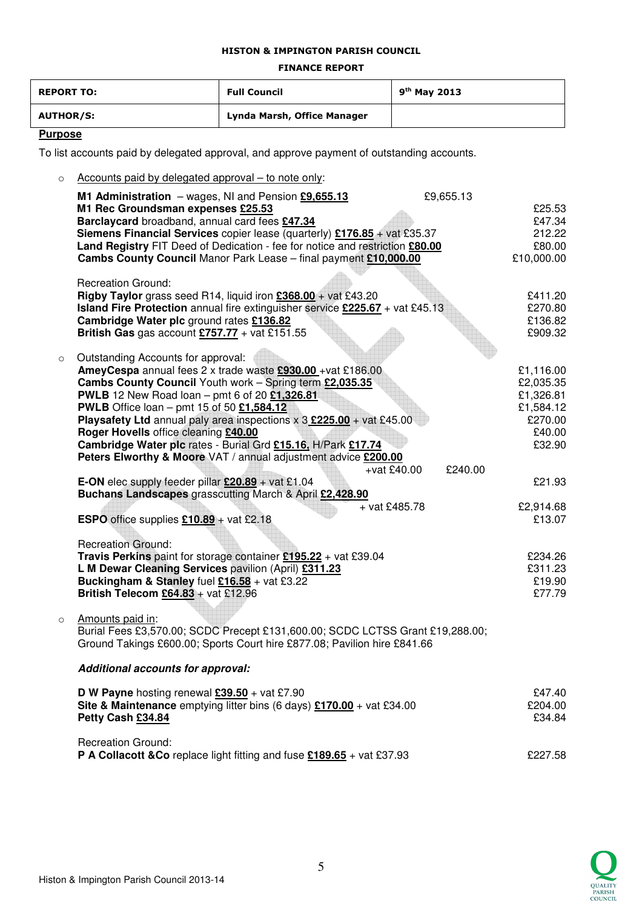**HISTON & IMPINGTON PARISH COUNCIL**

**FINANCE REPORT**

| | | |
|---|---|---|
| **REPORT TO:** | **Full Council** | **9th May 2013** |
| **AUTHOR/S:** | **Lynda Marsh, Office Manager** | |

**Purpose**

To list accounts paid by delegated approval, and approve payment of outstanding accounts.

- Accounts paid by delegated approval – to note only:

  **M1 Administration** – wages, NI and Pension **£9,655.13** £9,655.13
  **M1 Rec Groundsman expenses £25.53** £25.53
  **Barclaycard** broadband, annual card fees **£47.34** £47.34
  **Siemens Financial Services** copier lease (quarterly) **£176.85** + vat £35.37 212.22
  **Land Registry** FIT Deed of Dedication - fee for notice and restriction **£80.00** £80.00
  **Cambs County Council** Manor Park Lease – final payment **£10,000.00** £10,000.00

  Recreation Ground:
  **Rigby Taylor** grass seed R14, liquid iron **£368.00** + vat £43.20 £411.20
  **Island Fire Protection** annual fire extinguisher service **£225.67** + vat £45.13 £270.80
  **Cambridge Water plc** ground rates **£136.82** £136.82
  **British Gas** gas account **£757.77** + vat £151.55 £909.32

- Outstanding Accounts for approval:
  **AmeyCespa** annual fees 2 x trade waste **£930.00** +vat £186.00 £1,116.00
  **Cambs County Council** Youth work – Spring term **£2,035.35** £2,035.35
  **PWLB** 12 New Road loan – pmt 6 of 20 **£1,326.81** £1,326.81
  **PWLB** Office loan – pmt 15 of 50 **£1,584.12** £1,584.12
  **Playsafety Ltd** annual paly area inspections x 3 **£225.00** + vat £45.00 £270.00
  **Roger Hovells** office cleaning **£40.00** £40.00
  **Cambridge Water plc** rates - Burial Grd **£15.16,** H/Park **£17.74** £32.90
  **Peters Elworthy & Moore** VAT / annual adjustment advice **£200.00** +vat £40.00 £240.00
  **E-ON** elec supply feeder pillar **£20.89** + vat £1.04 £21.93
  **Buchans Landscapes** grasscutting March & April **£2,428.90** + vat £485.78 £2,914.68
  **ESPO** office supplies **£10.89** + vat £2.18 £13.07

  Recreation Ground:
  **Travis Perkins** paint for storage container **£195.22** + vat £39.04 £234.26
  **L M Dewar Cleaning Services** pavilion (April) **£311.23** £311.23
  **Buckingham & Stanley** fuel **£16.58** + vat £3.22 £19.90
  **British Telecom £64.83** + vat £12.96 £77.79

- Amounts paid in:
  Burial Fees £3,570.00; SCDC Precept £131,600.00; SCDC LCTSS Grant £19,288.00; Ground Takings £600.00; Sports Court hire £877.08; Pavilion hire £841.66

  ***Additional accounts for approval:***

  **D W Payne** hosting renewal **£39.50** + vat £7.90 £47.40
  **Site & Maintenance** emptying litter bins (6 days) **£170.00** + vat £34.00 £204.00
  **Petty Cash £34.84** £34.84

  Recreation Ground:
  **P A Collacott &Co** replace light fitting and fuse **£189.65** + vat £37.93 £227.58